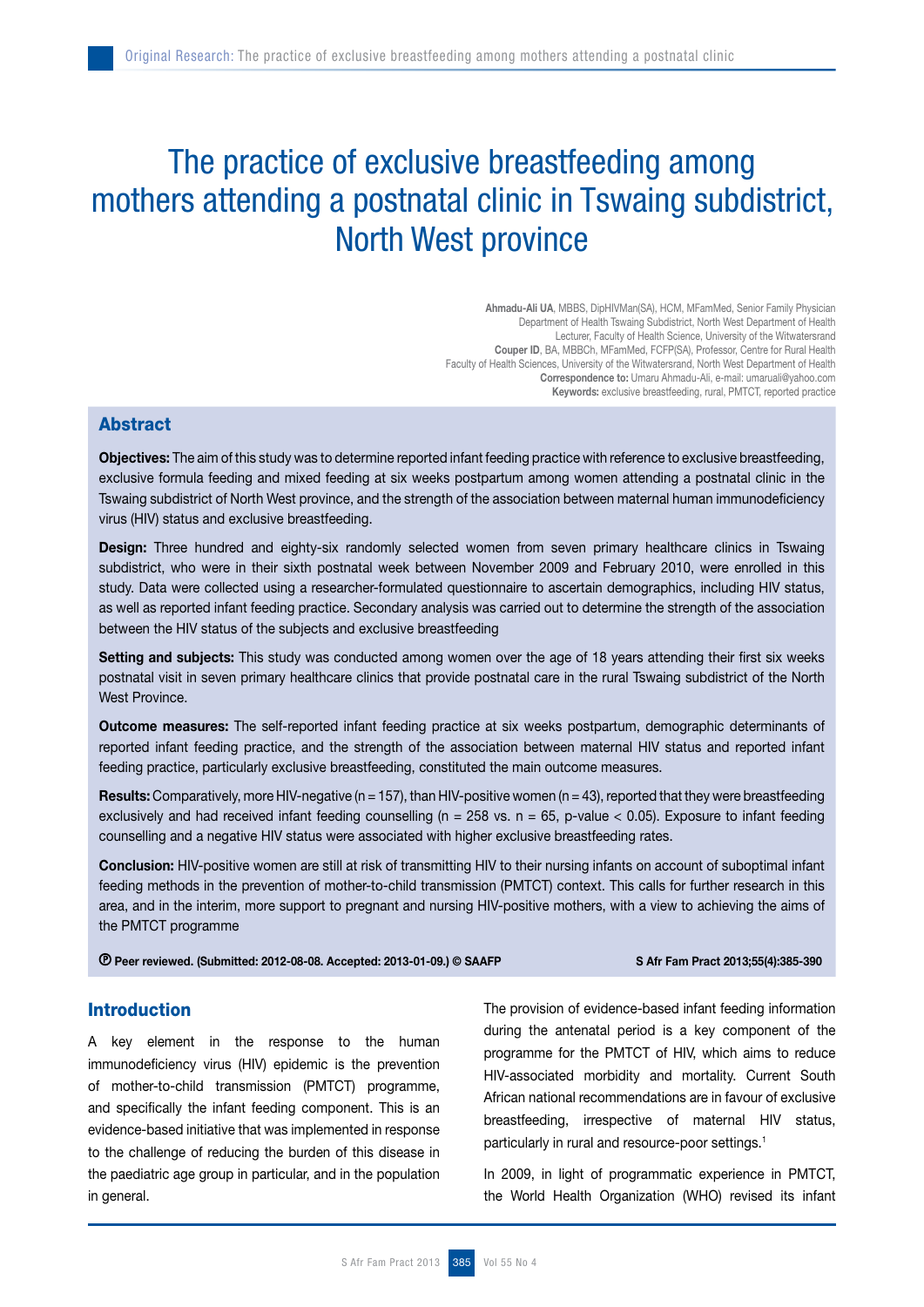# The practice of exclusive breastfeeding among mothers attending a postnatal clinic in Tswaing subdistrict, North West province

**Ahmadu-Ali UA**, MBBS, DipHIVMan(SA), HCM, MFamMed, Senior Family Physician
Department of Health Tswaing Subdistrict, North West Department of Health
Lecturer, Faculty of Health Science, University of the Witwatersrand
**Couper ID**, BA, MBBCh, MFamMed, FCFP(SA), Professor, Centre for Rural Health
Faculty of Health Sciences, University of the Witwatersrand, North West Department of Health
**Correspondence to:** Umaru Ahmadu-Ali, e-mail: umaruali@yahoo.com
**Keywords:** exclusive breastfeeding, rural, PMTCT, reported practice

## Abstract

**Objectives:** The aim of this study was to determine reported infant feeding practice with reference to exclusive breastfeeding, exclusive formula feeding and mixed feeding at six weeks postpartum among women attending a postnatal clinic in the Tswaing subdistrict of North West province, and the strength of the association between maternal human immunodeficiency virus (HIV) status and exclusive breastfeeding.

**Design:** Three hundred and eighty-six randomly selected women from seven primary healthcare clinics in Tswaing subdistrict, who were in their sixth postnatal week between November 2009 and February 2010, were enrolled in this study. Data were collected using a researcher-formulated questionnaire to ascertain demographics, including HIV status, as well as reported infant feeding practice. Secondary analysis was carried out to determine the strength of the association between the HIV status of the subjects and exclusive breastfeeding

**Setting and subjects:** This study was conducted among women over the age of 18 years attending their first six weeks postnatal visit in seven primary healthcare clinics that provide postnatal care in the rural Tswaing subdistrict of the North West Province.

**Outcome measures:** The self-reported infant feeding practice at six weeks postpartum, demographic determinants of reported infant feeding practice, and the strength of the association between maternal HIV status and reported infant feeding practice, particularly exclusive breastfeeding, constituted the main outcome measures.

**Results:** Comparatively, more HIV-negative (n = 157), than HIV-positive women (n = 43), reported that they were breastfeeding exclusively and had received infant feeding counselling (n = 258 vs. n = 65, p-value < 0.05). Exposure to infant feeding counselling and a negative HIV status were associated with higher exclusive breastfeeding rates.

**Conclusion:** HIV-positive women are still at risk of transmitting HIV to their nursing infants on account of suboptimal infant feeding methods in the prevention of mother-to-child transmission (PMTCT) context. This calls for further research in this area, and in the interim, more support to pregnant and nursing HIV-positive mothers, with a view to achieving the aims of the PMTCT programme

Ⓟ **Peer reviewed. (Submitted: 2012-08-08. Accepted: 2013-01-09.) © SAAFP**

**S Afr Fam Pract 2013;55(4):385-390**

## Introduction

A key element in the response to the human immunodeficiency virus (HIV) epidemic is the prevention of mother-to-child transmission (PMTCT) programme, and specifically the infant feeding component. This is an evidence-based initiative that was implemented in response to the challenge of reducing the burden of this disease in the paediatric age group in particular, and in the population in general.

The provision of evidence-based infant feeding information during the antenatal period is a key component of the programme for the PMTCT of HIV, which aims to reduce HIV-associated morbidity and mortality. Current South African national recommendations are in favour of exclusive breastfeeding, irrespective of maternal HIV status, particularly in rural and resource-poor settings.[1]

In 2009, in light of programmatic experience in PMTCT, the World Health Organization (WHO) revised its infant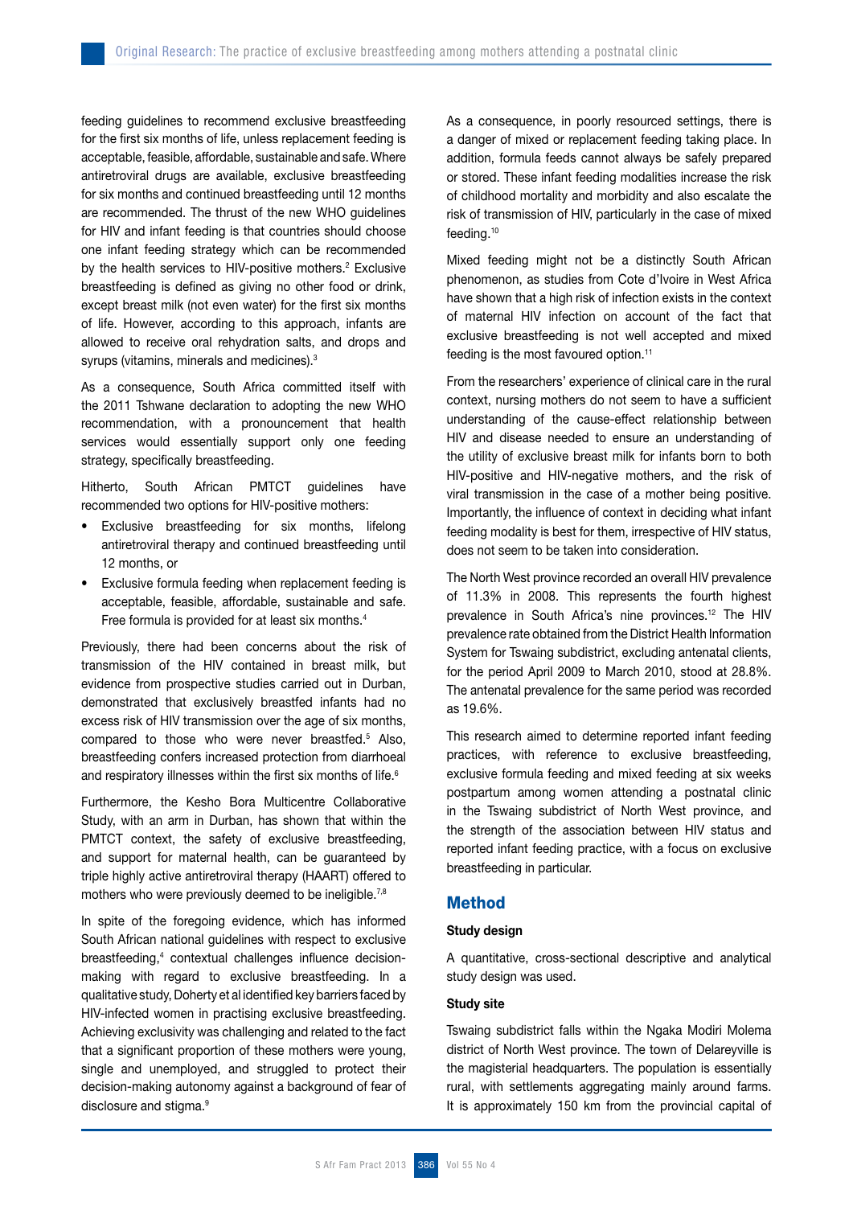feeding guidelines to recommend exclusive breastfeeding for the first six months of life, unless replacement feeding is acceptable, feasible, affordable, sustainable and safe. Where antiretroviral drugs are available, exclusive breastfeeding for six months and continued breastfeeding until 12 months are recommended. The thrust of the new WHO guidelines for HIV and infant feeding is that countries should choose one infant feeding strategy which can be recommended by the health services to HIV-positive mothers.[2] Exclusive breastfeeding is defined as giving no other food or drink, except breast milk (not even water) for the first six months of life. However, according to this approach, infants are allowed to receive oral rehydration salts, and drops and syrups (vitamins, minerals and medicines).[3]

As a consequence, South Africa committed itself with the 2011 Tshwane declaration to adopting the new WHO recommendation, with a pronouncement that health services would essentially support only one feeding strategy, specifically breastfeeding.

Hitherto, South African PMTCT guidelines have recommended two options for HIV-positive mothers:

- Exclusive breastfeeding for six months, lifelong antiretroviral therapy and continued breastfeeding until 12 months, or
- Exclusive formula feeding when replacement feeding is acceptable, feasible, affordable, sustainable and safe. Free formula is provided for at least six months.[4]

Previously, there had been concerns about the risk of transmission of the HIV contained in breast milk, but evidence from prospective studies carried out in Durban, demonstrated that exclusively breastfed infants had no excess risk of HIV transmission over the age of six months, compared to those who were never breastfed.[5] Also, breastfeeding confers increased protection from diarrhoeal and respiratory illnesses within the first six months of life.[6]

Furthermore, the Kesho Bora Multicentre Collaborative Study, with an arm in Durban, has shown that within the PMTCT context, the safety of exclusive breastfeeding, and support for maternal health, can be guaranteed by triple highly active antiretroviral therapy (HAART) offered to mothers who were previously deemed to be ineligible.[7,8]

In spite of the foregoing evidence, which has informed South African national guidelines with respect to exclusive breastfeeding,[4] contextual challenges influence decision-making with regard to exclusive breastfeeding. In a qualitative study, Doherty et al identified key barriers faced by HIV-infected women in practising exclusive breastfeeding. Achieving exclusivity was challenging and related to the fact that a significant proportion of these mothers were young, single and unemployed, and struggled to protect their decision-making autonomy against a background of fear of disclosure and stigma.[9]

As a consequence, in poorly resourced settings, there is a danger of mixed or replacement feeding taking place. In addition, formula feeds cannot always be safely prepared or stored. These infant feeding modalities increase the risk of childhood mortality and morbidity and also escalate the risk of transmission of HIV, particularly in the case of mixed feeding.[10]

Mixed feeding might not be a distinctly South African phenomenon, as studies from Cote d'Ivoire in West Africa have shown that a high risk of infection exists in the context of maternal HIV infection on account of the fact that exclusive breastfeeding is not well accepted and mixed feeding is the most favoured option.[11]

From the researchers' experience of clinical care in the rural context, nursing mothers do not seem to have a sufficient understanding of the cause-effect relationship between HIV and disease needed to ensure an understanding of the utility of exclusive breast milk for infants born to both HIV-positive and HIV-negative mothers, and the risk of viral transmission in the case of a mother being positive. Importantly, the influence of context in deciding what infant feeding modality is best for them, irrespective of HIV status, does not seem to be taken into consideration.

The North West province recorded an overall HIV prevalence of 11.3% in 2008. This represents the fourth highest prevalence in South Africa's nine provinces.[12] The HIV prevalence rate obtained from the District Health Information System for Tswaing subdistrict, excluding antenatal clients, for the period April 2009 to March 2010, stood at 28.8%. The antenatal prevalence for the same period was recorded as 19.6%.

This research aimed to determine reported infant feeding practices, with reference to exclusive breastfeeding, exclusive formula feeding and mixed feeding at six weeks postpartum among women attending a postnatal clinic in the Tswaing subdistrict of North West province, and the strength of the association between HIV status and reported infant feeding practice, with a focus on exclusive breastfeeding in particular.

## Method

### Study design

A quantitative, cross-sectional descriptive and analytical study design was used.

### Study site

Tswaing subdistrict falls within the Ngaka Modiri Molema district of North West province. The town of Delareyville is the magisterial headquarters. The population is essentially rural, with settlements aggregating mainly around farms. It is approximately 150 km from the provincial capital of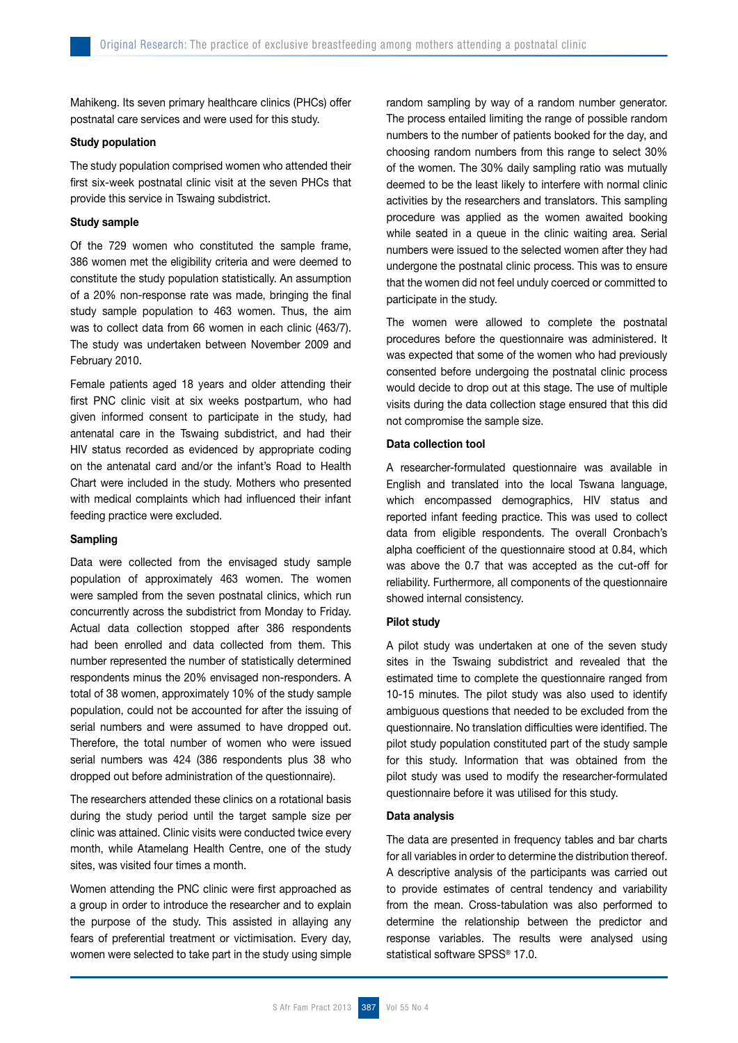Mahikeng. Its seven primary healthcare clinics (PHCs) offer postnatal care services and were used for this study.

### Study population

The study population comprised women who attended their first six-week postnatal clinic visit at the seven PHCs that provide this service in Tswaing subdistrict.

### Study sample

Of the 729 women who constituted the sample frame, 386 women met the eligibility criteria and were deemed to constitute the study population statistically. An assumption of a 20% non-response rate was made, bringing the final study sample population to 463 women. Thus, the aim was to collect data from 66 women in each clinic (463/7). The study was undertaken between November 2009 and February 2010.

Female patients aged 18 years and older attending their first PNC clinic visit at six weeks postpartum, who had given informed consent to participate in the study, had antenatal care in the Tswaing subdistrict, and had their HIV status recorded as evidenced by appropriate coding on the antenatal card and/or the infant's Road to Health Chart were included in the study. Mothers who presented with medical complaints which had influenced their infant feeding practice were excluded.

### Sampling

Data were collected from the envisaged study sample population of approximately 463 women. The women were sampled from the seven postnatal clinics, which run concurrently across the subdistrict from Monday to Friday. Actual data collection stopped after 386 respondents had been enrolled and data collected from them. This number represented the number of statistically determined respondents minus the 20% envisaged non-responders. A total of 38 women, approximately 10% of the study sample population, could not be accounted for after the issuing of serial numbers and were assumed to have dropped out. Therefore, the total number of women who were issued serial numbers was 424 (386 respondents plus 38 who dropped out before administration of the questionnaire).

The researchers attended these clinics on a rotational basis during the study period until the target sample size per clinic was attained. Clinic visits were conducted twice every month, while Atamelang Health Centre, one of the study sites, was visited four times a month.

Women attending the PNC clinic were first approached as a group in order to introduce the researcher and to explain the purpose of the study. This assisted in allaying any fears of preferential treatment or victimisation. Every day, women were selected to take part in the study using simple random sampling by way of a random number generator. The process entailed limiting the range of possible random numbers to the number of patients booked for the day, and choosing random numbers from this range to select 30% of the women. The 30% daily sampling ratio was mutually deemed to be the least likely to interfere with normal clinic activities by the researchers and translators. This sampling procedure was applied as the women awaited booking while seated in a queue in the clinic waiting area. Serial numbers were issued to the selected women after they had undergone the postnatal clinic process. This was to ensure that the women did not feel unduly coerced or committed to participate in the study.

The women were allowed to complete the postnatal procedures before the questionnaire was administered. It was expected that some of the women who had previously consented before undergoing the postnatal clinic process would decide to drop out at this stage. The use of multiple visits during the data collection stage ensured that this did not compromise the sample size.

### Data collection tool

A researcher-formulated questionnaire was available in English and translated into the local Tswana language, which encompassed demographics, HIV status and reported infant feeding practice. This was used to collect data from eligible respondents. The overall Cronbach's alpha coefficient of the questionnaire stood at 0.84, which was above the 0.7 that was accepted as the cut-off for reliability. Furthermore, all components of the questionnaire showed internal consistency.

### Pilot study

A pilot study was undertaken at one of the seven study sites in the Tswaing subdistrict and revealed that the estimated time to complete the questionnaire ranged from 10-15 minutes. The pilot study was also used to identify ambiguous questions that needed to be excluded from the questionnaire. No translation difficulties were identified. The pilot study population constituted part of the study sample for this study. Information that was obtained from the pilot study was used to modify the researcher-formulated questionnaire before it was utilised for this study.

### Data analysis

The data are presented in frequency tables and bar charts for all variables in order to determine the distribution thereof. A descriptive analysis of the participants was carried out to provide estimates of central tendency and variability from the mean. Cross-tabulation was also performed to determine the relationship between the predictor and response variables. The results were analysed using statistical software SPSS® 17.0.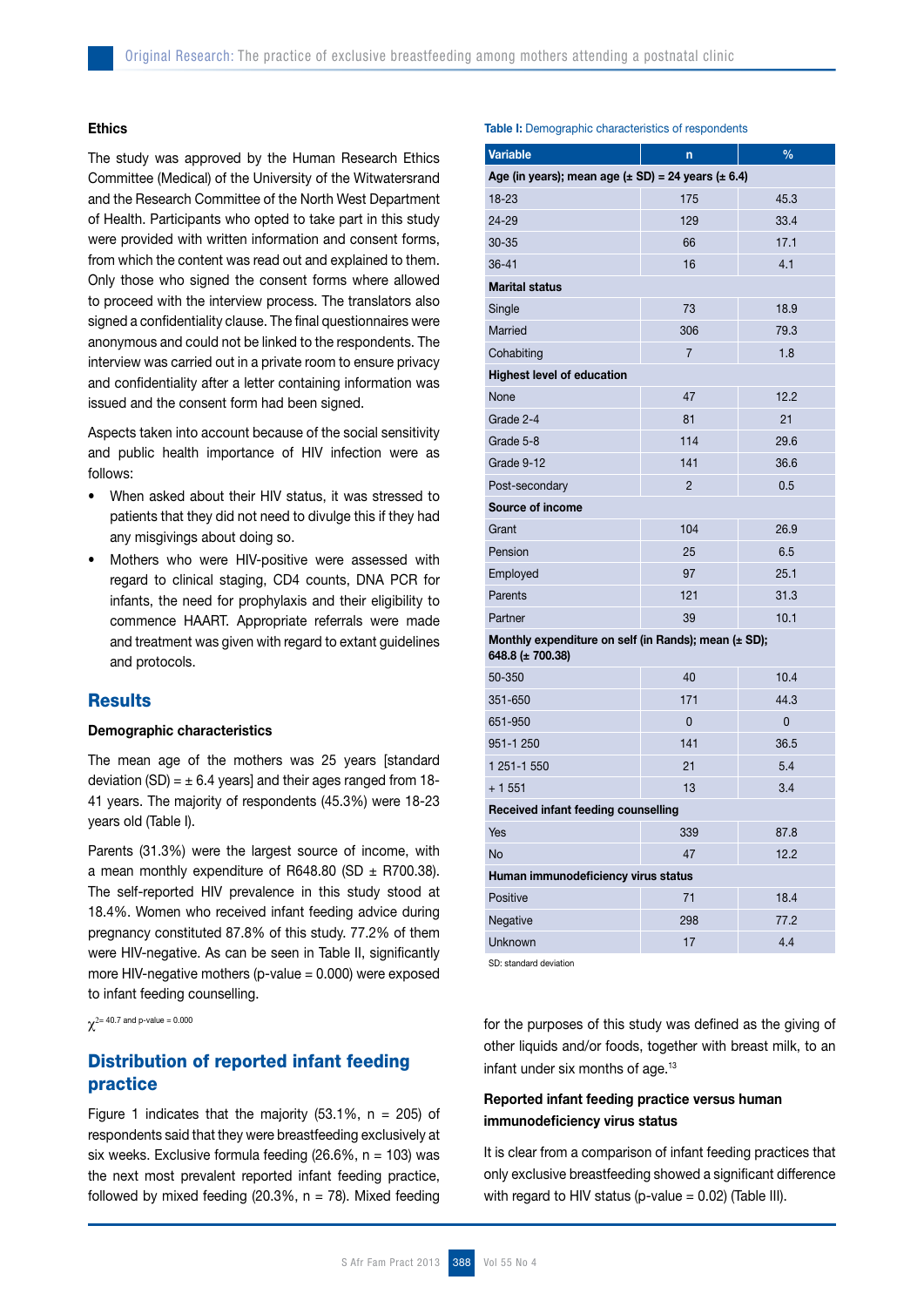### Ethics

The study was approved by the Human Research Ethics Committee (Medical) of the University of the Witwatersrand and the Research Committee of the North West Department of Health. Participants who opted to take part in this study were provided with written information and consent forms, from which the content was read out and explained to them. Only those who signed the consent forms where allowed to proceed with the interview process. The translators also signed a confidentiality clause. The final questionnaires were anonymous and could not be linked to the respondents. The interview was carried out in a private room to ensure privacy and confidentiality after a letter containing information was issued and the consent form had been signed.

Aspects taken into account because of the social sensitivity and public health importance of HIV infection were as follows:

- When asked about their HIV status, it was stressed to patients that they did not need to divulge this if they had any misgivings about doing so.
- Mothers who were HIV-positive were assessed with regard to clinical staging, CD4 counts, DNA PCR for infants, the need for prophylaxis and their eligibility to commence HAART. Appropriate referrals were made and treatment was given with regard to extant guidelines and protocols.

## Results

### Demographic characteristics

The mean age of the mothers was 25 years [standard deviation (SD) = ± 6.4 years] and their ages ranged from 18-41 years. The majority of respondents (45.3%) were 18-23 years old (Table I).

Parents (31.3%) were the largest source of income, with a mean monthly expenditure of R648.80 (SD ± R700.38). The self-reported HIV prevalence in this study stood at 18.4%. Women who received infant feeding advice during pregnancy constituted 87.8% of this study. 77.2% of them were HIV-negative. As can be seen in Table II, significantly more HIV-negative mothers (p-value = 0.000) were exposed to infant feeding counselling.

$\chi^2 = 40.7$ and p-value = 0.000

**Table I:** Demographic characteristics of respondents

| Variable | n | % |
|---|---|---|
| **Age (in years); mean age (± SD) = 24 years (± 6.4)** | | |
| 18-23 | 175 | 45.3 |
| 24-29 | 129 | 33.4 |
| 30-35 | 66 | 17.1 |
| 36-41 | 16 | 4.1 |
| **Marital status** | | |
| Single | 73 | 18.9 |
| Married | 306 | 79.3 |
| Cohabiting | 7 | 1.8 |
| **Highest level of education** | | |
| None | 47 | 12.2 |
| Grade 2-4 | 81 | 21 |
| Grade 5-8 | 114 | 29.6 |
| Grade 9-12 | 141 | 36.6 |
| Post-secondary | 2 | 0.5 |
| **Source of income** | | |
| Grant | 104 | 26.9 |
| Pension | 25 | 6.5 |
| Employed | 97 | 25.1 |
| Parents | 121 | 31.3 |
| Partner | 39 | 10.1 |
| **Monthly expenditure on self (in Rands); mean (± SD); 648.8 (± 700.38)** | | |
| 50-350 | 40 | 10.4 |
| 351-650 | 171 | 44.3 |
| 651-950 | 0 | 0 |
| 951-1 250 | 141 | 36.5 |
| 1 251-1 550 | 21 | 5.4 |
| + 1 551 | 13 | 3.4 |
| **Received infant feeding counselling** | | |
| Yes | 339 | 87.8 |
| No | 47 | 12.2 |
| **Human immunodeficiency virus status** | | |
| Positive | 71 | 18.4 |
| Negative | 298 | 77.2 |
| Unknown | 17 | 4.4 |

SD: standard deviation

## Distribution of reported infant feeding practice

Figure 1 indicates that the majority (53.1%, n = 205) of respondents said that they were breastfeeding exclusively at six weeks. Exclusive formula feeding (26.6%, n = 103) was the next most prevalent reported infant feeding practice, followed by mixed feeding (20.3%, n = 78). Mixed feeding for the purposes of this study was defined as the giving of other liquids and/or foods, together with breast milk, to an infant under six months of age.[13]

### Reported infant feeding practice versus human immunodeficiency virus status

It is clear from a comparison of infant feeding practices that only exclusive breastfeeding showed a significant difference with regard to HIV status (p-value = 0.02) (Table III).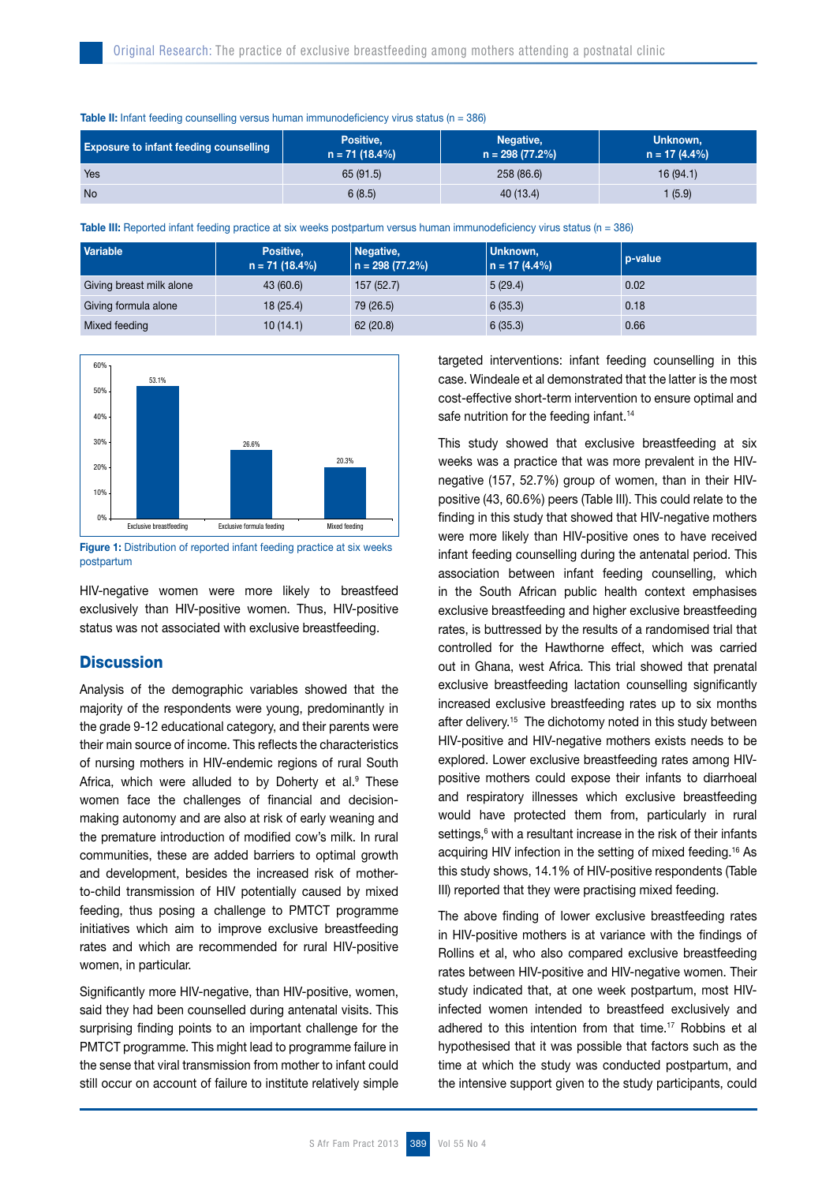**Table II:** Infant feeding counselling versus human immunodeficiency virus status (n = 386)

| Exposure to infant feeding counselling | Positive, n = 71 (18.4%) | Negative, n = 298 (77.2%) | Unknown, n = 17 (4.4%) |
|---|---|---|---|
| Yes | 65 (91.5) | 258 (86.6) | 16 (94.1) |
| No | 6 (8.5) | 40 (13.4) | 1 (5.9) |

**Table III:** Reported infant feeding practice at six weeks postpartum versus human immunodeficiency virus status (n = 386)

| Variable | Positive, n = 71 (18.4%) | Negative, n = 298 (77.2%) | Unknown, n = 17 (4.4%) | p-value |
|---|---|---|---|---|
| Giving breast milk alone | 43 (60.6) | 157 (52.7) | 5 (29.4) | 0.02 |
| Giving formula alone | 18 (25.4) | 79 (26.5) | 6 (35.3) | 0.18 |
| Mixed feeding | 10 (14.1) | 62 (20.8) | 6 (35.3) | 0.66 |

**Figure 1:** Distribution of reported infant feeding practice at six weeks postpartum

HIV-negative women were more likely to breastfeed exclusively than HIV-positive women. Thus, HIV-positive status was not associated with exclusive breastfeeding.

## Discussion

Analysis of the demographic variables showed that the majority of the respondents were young, predominantly in the grade 9-12 educational category, and their parents were their main source of income. This reflects the characteristics of nursing mothers in HIV-endemic regions of rural South Africa, which were alluded to by Doherty et al.[9] These women face the challenges of financial and decision-making autonomy and are also at risk of early weaning and the premature introduction of modified cow's milk. In rural communities, these are added barriers to optimal growth and development, besides the increased risk of mother-to-child transmission of HIV potentially caused by mixed feeding, thus posing a challenge to PMTCT programme initiatives which aim to improve exclusive breastfeeding rates and which are recommended for rural HIV-positive women, in particular.

Significantly more HIV-negative, than HIV-positive, women, said they had been counselled during antenatal visits. This surprising finding points to an important challenge for the PMTCT programme. This might lead to programme failure in the sense that viral transmission from mother to infant could still occur on account of failure to institute relatively simple targeted interventions: infant feeding counselling in this case. Windeale et al demonstrated that the latter is the most cost-effective short-term intervention to ensure optimal and safe nutrition for the feeding infant.[14]

This study showed that exclusive breastfeeding at six weeks was a practice that was more prevalent in the HIV-negative (157, 52.7%) group of women, than in their HIV-positive (43, 60.6%) peers (Table III). This could relate to the finding in this study that showed that HIV-negative mothers were more likely than HIV-positive ones to have received infant feeding counselling during the antenatal period. This association between infant feeding counselling, which in the South African public health context emphasises exclusive breastfeeding and higher exclusive breastfeeding rates, is buttressed by the results of a randomised trial that controlled for the Hawthorne effect, which was carried out in Ghana, west Africa. This trial showed that prenatal exclusive breastfeeding lactation counselling significantly increased exclusive breastfeeding rates up to six months after delivery.[15] The dichotomy noted in this study between HIV-positive and HIV-negative mothers exists needs to be explored. Lower exclusive breastfeeding rates among HIV-positive mothers could expose their infants to diarrhoeal and respiratory illnesses which exclusive breastfeeding would have protected them from, particularly in rural settings,[6] with a resultant increase in the risk of their infants acquiring HIV infection in the setting of mixed feeding.[16] As this study shows, 14.1% of HIV-positive respondents (Table III) reported that they were practising mixed feeding.

The above finding of lower exclusive breastfeeding rates in HIV-positive mothers is at variance with the findings of Rollins et al, who also compared exclusive breastfeeding rates between HIV-positive and HIV-negative women. Their study indicated that, at one week postpartum, most HIV-infected women intended to breastfeed exclusively and adhered to this intention from that time.[17] Robbins et al hypothesised that it was possible that factors such as the time at which the study was conducted postpartum, and the intensive support given to the study participants, could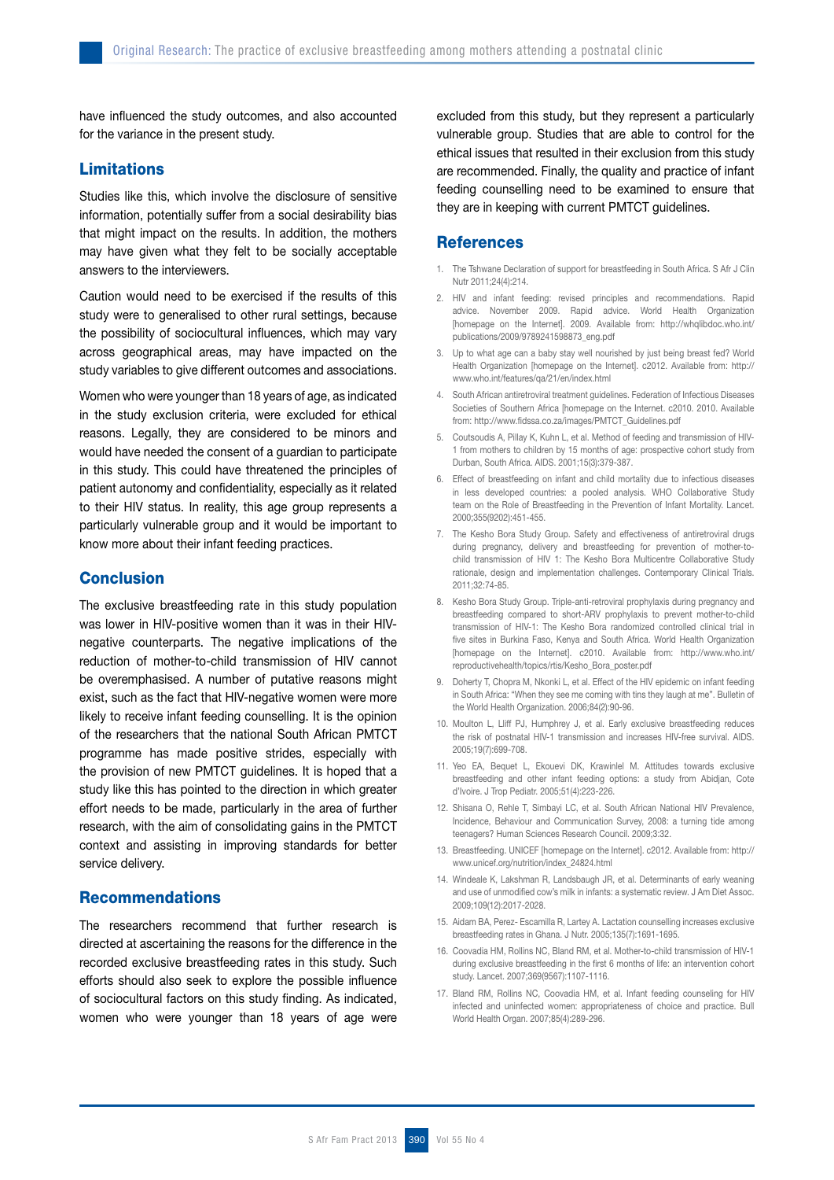have influenced the study outcomes, and also accounted for the variance in the present study.

## Limitations

Studies like this, which involve the disclosure of sensitive information, potentially suffer from a social desirability bias that might impact on the results. In addition, the mothers may have given what they felt to be socially acceptable answers to the interviewers.

Caution would need to be exercised if the results of this study were to be generalised to other rural settings, because the possibility of sociocultural influences, which may vary across geographical areas, may have impacted on the study variables to give different outcomes and associations.

Women who were younger than 18 years of age, as indicated in the study exclusion criteria, were excluded for ethical reasons. Legally, they are considered to be minors and would have needed the consent of a guardian to participate in this study. This could have threatened the principles of patient autonomy and confidentiality, especially as it related to their HIV status. In reality, this age group represents a particularly vulnerable group and it would be important to know more about their infant feeding practices.

## Conclusion

The exclusive breastfeeding rate in this study population was lower in HIV-positive women than it was in their HIV-negative counterparts. The negative implications of the reduction of mother-to-child transmission of HIV cannot be overemphasised. A number of putative reasons might exist, such as the fact that HIV-negative women were more likely to receive infant feeding counselling. It is the opinion of the researchers that the national South African PMTCT programme has made positive strides, especially with the provision of new PMTCT guidelines. It is hoped that a study like this has pointed to the direction in which greater effort needs to be made, particularly in the area of further research, with the aim of consolidating gains in the PMTCT context and assisting in improving standards for better service delivery.

## Recommendations

The researchers recommend that further research is directed at ascertaining the reasons for the difference in the recorded exclusive breastfeeding rates in this study. Such efforts should also seek to explore the possible influence of sociocultural factors on this study finding. As indicated, women who were younger than 18 years of age were excluded from this study, but they represent a particularly vulnerable group. Studies that are able to control for the ethical issues that resulted in their exclusion from this study are recommended. Finally, the quality and practice of infant feeding counselling need to be examined to ensure that they are in keeping with current PMTCT guidelines.

## References

1. The Tshwane Declaration of support for breastfeeding in South Africa. S Afr J Clin Nutr 2011;24(4):214.
2. HIV and infant feeding: revised principles and recommendations. Rapid advice. November 2009. Rapid advice. World Health Organization [homepage on the Internet]. 2009. Available from: http://whqlibdoc.who.int/publications/2009/9789241598873_eng.pdf
3. Up to what age can a baby stay well nourished by just being breast fed? World Health Organization [homepage on the Internet]. c2012. Available from: http://www.who.int/features/qa/21/en/index.html
4. South African antiretroviral treatment guidelines. Federation of Infectious Diseases Societies of Southern Africa [homepage on the Internet. c2010. 2010. Available from: http://www.fidssa.co.za/images/PMTCT_Guidelines.pdf
5. Coutsoudis A, Pillay K, Kuhn L, et al. Method of feeding and transmission of HIV-1 from mothers to children by 15 months of age: prospective cohort study from Durban, South Africa. AIDS. 2001;15(3):379-387.
6. Effect of breastfeeding on infant and child mortality due to infectious diseases in less developed countries: a pooled analysis. WHO Collaborative Study team on the Role of Breastfeeding in the Prevention of Infant Mortality. Lancet. 2000;355(9202):451-455.
7. The Kesho Bora Study Group. Safety and effectiveness of antiretroviral drugs during pregnancy, delivery and breastfeeding for prevention of mother-to-child transmission of HIV 1: The Kesho Bora Multicentre Collaborative Study rationale, design and implementation challenges. Contemporary Clinical Trials. 2011;32:74-85.
8. Kesho Bora Study Group. Triple-anti-retroviral prophylaxis during pregnancy and breastfeeding compared to short-ARV prophylaxis to prevent mother-to-child transmission of HIV-1: The Kesho Bora randomized controlled clinical trial in five sites in Burkina Faso, Kenya and South Africa. World Health Organization [homepage on the Internet]. c2010. Available from: http://www.who.int/reproductivehealth/topics/rtis/Kesho_Bora_poster.pdf
9. Doherty T, Chopra M, Nkonki L, et al. Effect of the HIV epidemic on infant feeding in South Africa: "When they see me coming with tins they laugh at me". Bulletin of the World Health Organization. 2006;84(2):90-96.
10. Moulton L, Lliff PJ, Humphrey J, et al. Early exclusive breastfeeding reduces the risk of postnatal HIV-1 transmission and increases HIV-free survival. AIDS. 2005;19(7):699-708.
11. Yeo EA, Bequet L, Ekouevi DK, Krawinlel M. Attitudes towards exclusive breastfeeding and other infant feeding options: a study from Abidjan, Cote d'Ivoire. J Trop Pediatr. 2005;51(4):223-226.
12. Shisana O, Rehle T, Simbayi LC, et al. South African National HIV Prevalence, Incidence, Behaviour and Communication Survey, 2008: a turning tide among teenagers? Human Sciences Research Council. 2009;3:32.
13. Breastfeeding. UNICEF [homepage on the Internet]. c2012. Available from: http://www.unicef.org/nutrition/index_24824.html
14. Windeale K, Lakshman R, Landsbaugh JR, et al. Determinants of early weaning and use of unmodified cow's milk in infants: a systematic review. J Am Diet Assoc. 2009;109(12):2017-2028.
15. Aidam BA, Perez- Escamilla R, Lartey A. Lactation counselling increases exclusive breastfeeding rates in Ghana. J Nutr. 2005;135(7):1691-1695.
16. Coovadia HM, Rollins NC, Bland RM, et al. Mother-to-child transmission of HIV-1 during exclusive breastfeeding in the first 6 months of life: an intervention cohort study. Lancet. 2007;369(9567):1107-1116.
17. Bland RM, Rollins NC, Coovadia HM, et al. Infant feeding counseling for HIV infected and uninfected women: appropriateness of choice and practice. Bull World Health Organ. 2007;85(4):289-296.